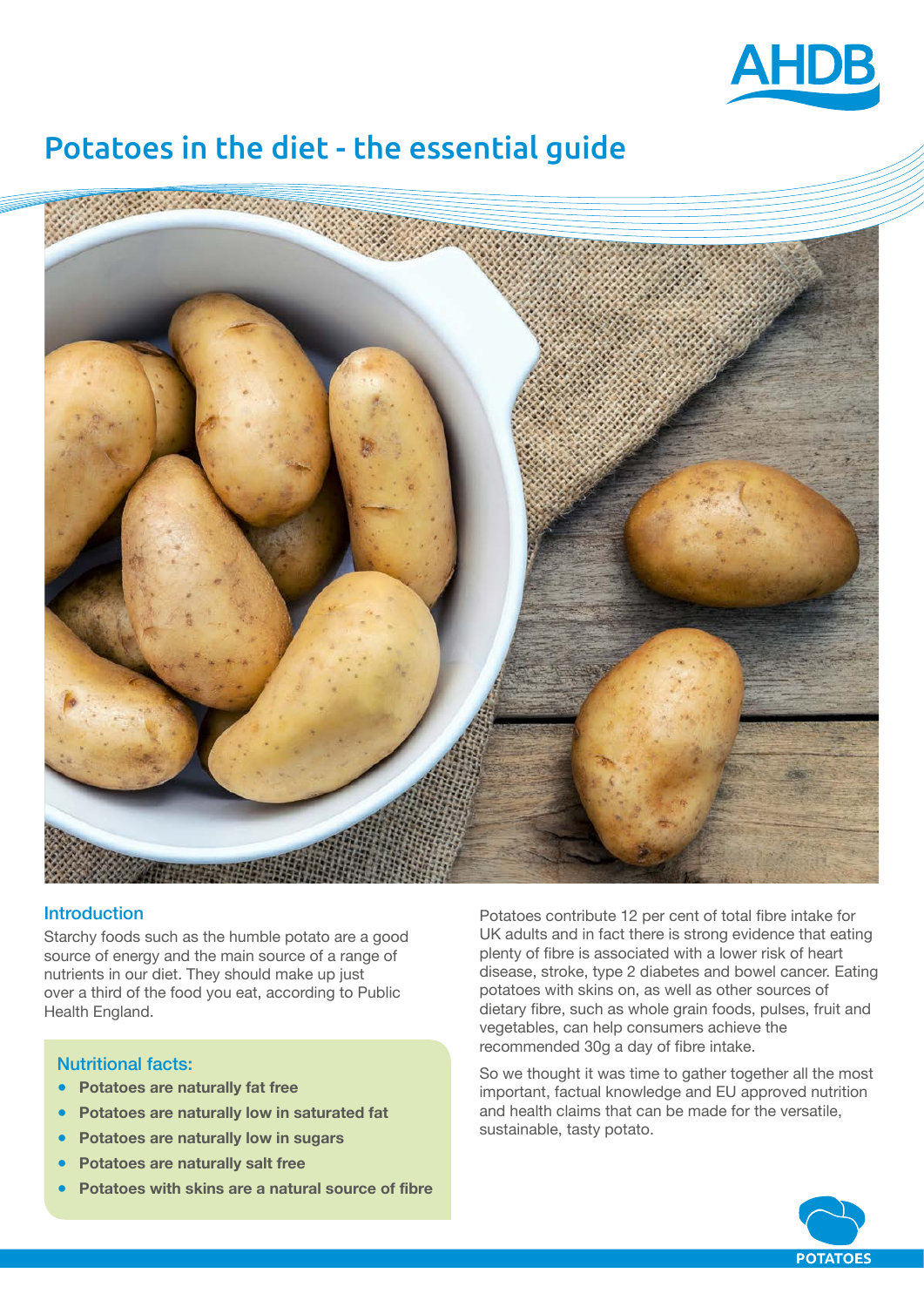# Potatoes in the diet - the essential guide

## Introduction

Starchy foods such as the humble potato are a good source of energy and the main source of a range of nutrients in our diet. They should make up just over a third of the food you eat, according to Public Health England.

### Nutritional facts:

- **Potatoes are naturally fat free**
- **Potatoes are naturally low in saturated fat**
- **Potatoes are naturally low in sugars**
- **Potatoes are naturally salt free**
- **Potatoes with skins are a natural source of fibre**

Potatoes contribute 12 per cent of total fibre intake for UK adults and in fact there is strong evidence that eating plenty of fibre is associated with a lower risk of heart disease, stroke, type 2 diabetes and bowel cancer. Eating potatoes with skins on, as well as other sources of dietary fibre, such as whole grain foods, pulses, fruit and vegetables, can help consumers achieve the recommended 30g a day of fibre intake.

So we thought it was time to gather together all the most important, factual knowledge and EU approved nutrition and health claims that can be made for the versatile, sustainable, tasty potato.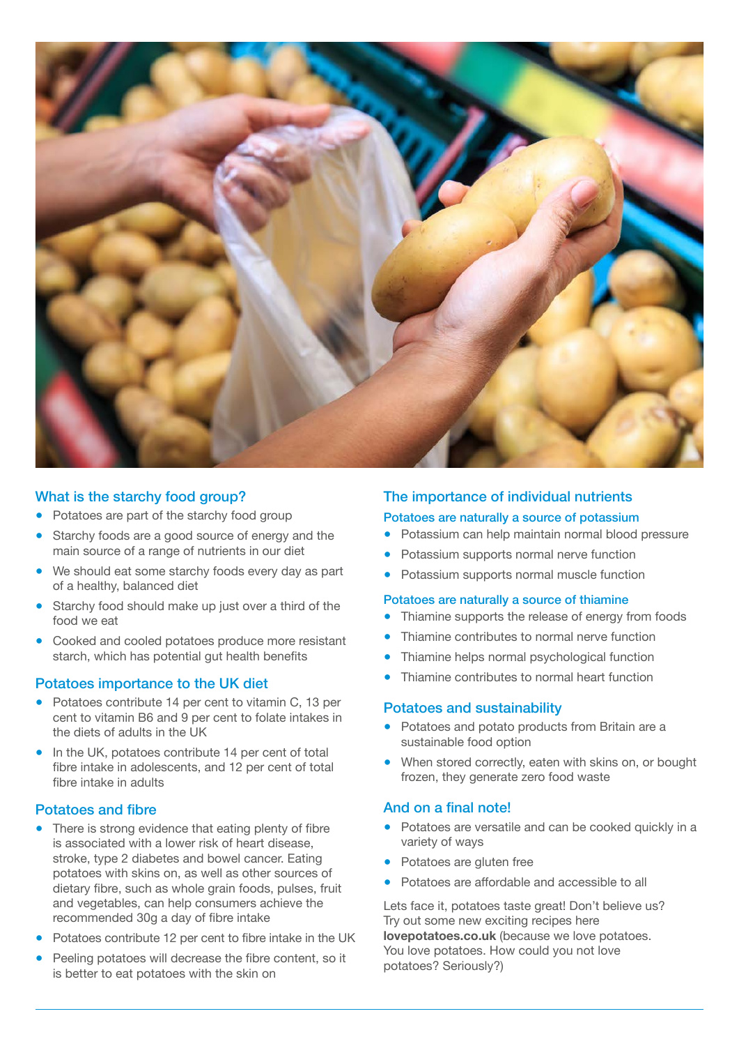## What is the starchy food group?

- Potatoes are part of the starchy food group
- Starchy foods are a good source of energy and the main source of a range of nutrients in our diet
- We should eat some starchy foods every day as part of a healthy, balanced diet
- Starchy food should make up just over a third of the food we eat
- Cooked and cooled potatoes produce more resistant starch, which has potential gut health benefits

## Potatoes importance to the UK diet

- Potatoes contribute 14 per cent to vitamin C, 13 per cent to vitamin B6 and 9 per cent to folate intakes in the diets of adults in the UK
- In the UK, potatoes contribute 14 per cent of total fibre intake in adolescents, and 12 per cent of total fibre intake in adults

## Potatoes and fibre

- There is strong evidence that eating plenty of fibre is associated with a lower risk of heart disease, stroke, type 2 diabetes and bowel cancer. Eating potatoes with skins on, as well as other sources of dietary fibre, such as whole grain foods, pulses, fruit and vegetables, can help consumers achieve the recommended 30g a day of fibre intake
- Potatoes contribute 12 per cent to fibre intake in the UK
- Peeling potatoes will decrease the fibre content, so it is better to eat potatoes with the skin on

## The importance of individual nutrients

### Potatoes are naturally a source of potassium

- Potassium can help maintain normal blood pressure
- Potassium supports normal nerve function
- Potassium supports normal muscle function

### Potatoes are naturally a source of thiamine

- Thiamine supports the release of energy from foods
- Thiamine contributes to normal nerve function
- Thiamine helps normal psychological function
- Thiamine contributes to normal heart function

## Potatoes and sustainability

- Potatoes and potato products from Britain are a sustainable food option
- When stored correctly, eaten with skins on, or bought frozen, they generate zero food waste

## And on a final note!

- Potatoes are versatile and can be cooked quickly in a variety of ways
- Potatoes are gluten free
- Potatoes are affordable and accessible to all

Lets face it, potatoes taste great! Don't believe us? Try out some new exciting recipes here **lovepotatoes.co.uk** (because we love potatoes. You love potatoes. How could you not love potatoes? Seriously?)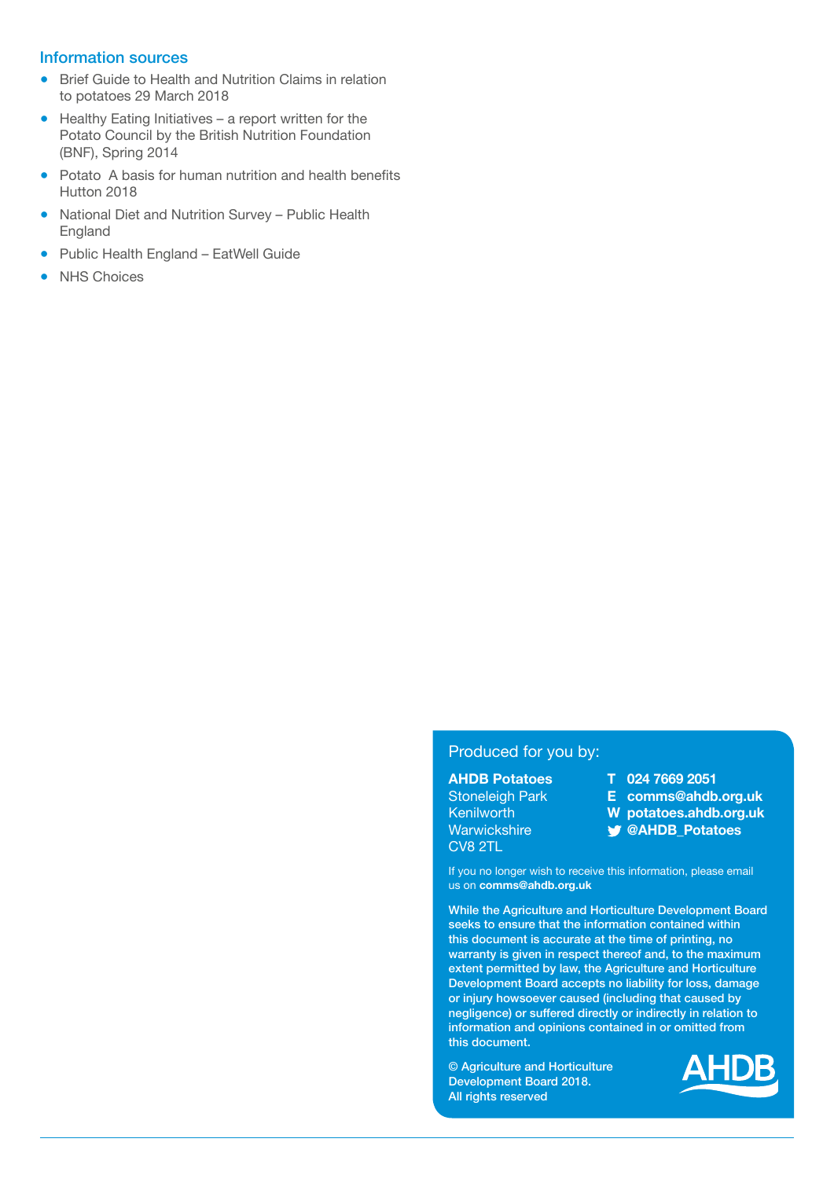## Information sources

- Brief Guide to Health and Nutrition Claims in relation to potatoes 29 March 2018
- Healthy Eating Initiatives – a report written for the Potato Council by the British Nutrition Foundation (BNF), Spring 2014
- Potato A basis for human nutrition and health benefits Hutton 2018
- National Diet and Nutrition Survey – Public Health England
- Public Health England – EatWell Guide
- NHS Choices

Produced for you by:

**AHDB Potatoes**
Stoneleigh Park
Kenilworth
Warwickshire
CV8 2TL

**T 024 7669 2051**
**E comms@ahdb.org.uk**
**W potatoes.ahdb.org.uk**
**@AHDB_Potatoes**

If you no longer wish to receive this information, please email us on **comms@ahdb.org.uk**

While the Agriculture and Horticulture Development Board seeks to ensure that the information contained within this document is accurate at the time of printing, no warranty is given in respect thereof and, to the maximum extent permitted by law, the Agriculture and Horticulture Development Board accepts no liability for loss, damage or injury howsoever caused (including that caused by negligence) or suffered directly or indirectly in relation to information and opinions contained in or omitted from this document.

© Agriculture and Horticulture Development Board 2018. All rights reserved

AHDB